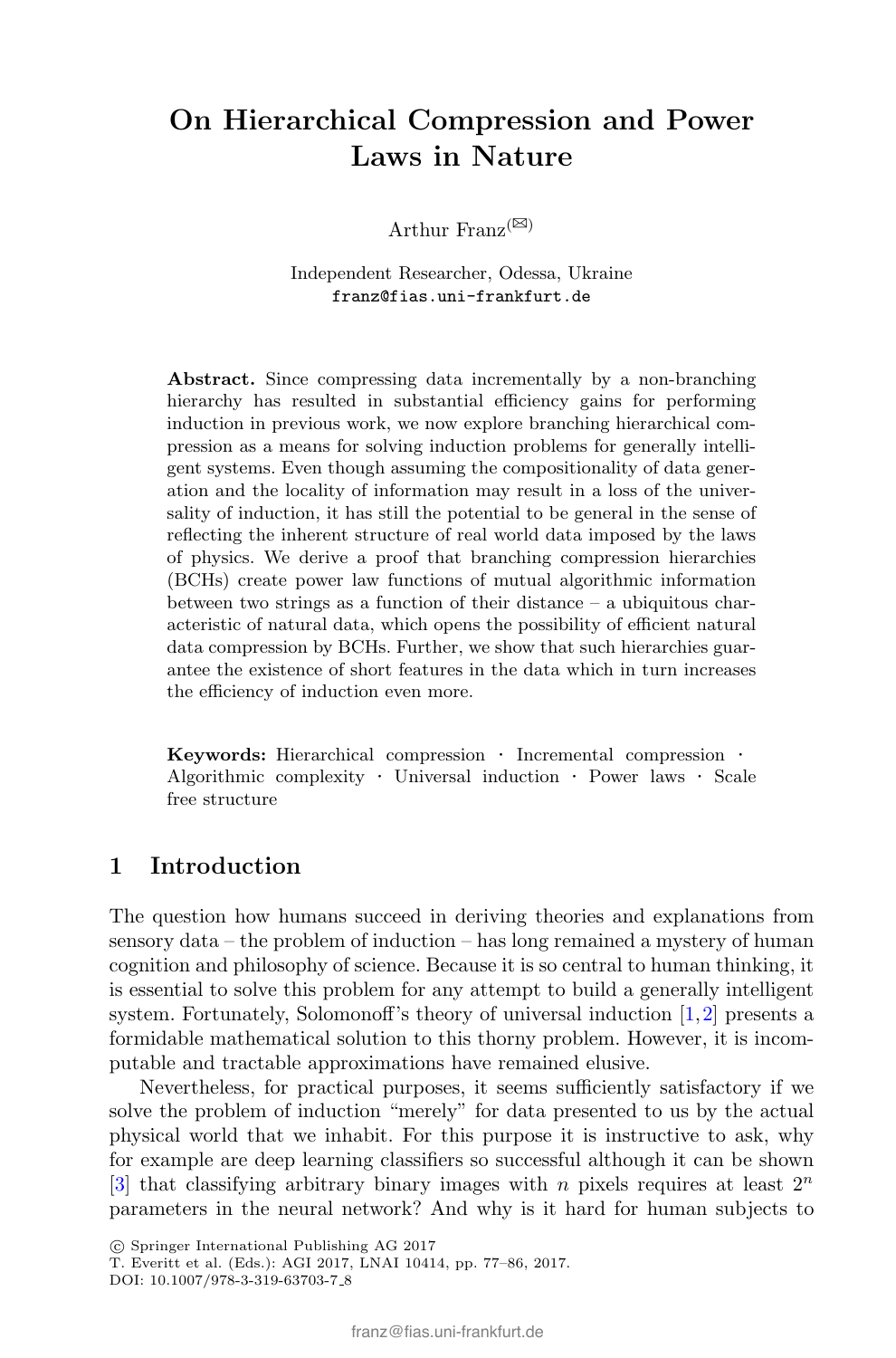# On Hierarchical Compression and Power Laws in Nature

Arthur Franz[(✉)]

Independent Researcher, Odessa, Ukraine
franz@fias.uni-frankfurt.de

**Abstract.** Since compressing data incrementally by a non-branching hierarchy has resulted in substantial efficiency gains for performing induction in previous work, we now explore branching hierarchical compression as a means for solving induction problems for generally intelligent systems. Even though assuming the compositionality of data generation and the locality of information may result in a loss of the universality of induction, it has still the potential to be general in the sense of reflecting the inherent structure of real world data imposed by the laws of physics. We derive a proof that branching compression hierarchies (BCHs) create power law functions of mutual algorithmic information between two strings as a function of their distance – a ubiquitous characteristic of natural data, which opens the possibility of efficient natural data compression by BCHs. Further, we show that such hierarchies guarantee the existence of short features in the data which in turn increases the efficiency of induction even more.

**Keywords:** Hierarchical compression · Incremental compression · Algorithmic complexity · Universal induction · Power laws · Scale free structure

## 1 Introduction

The question how humans succeed in deriving theories and explanations from sensory data – the problem of induction – has long remained a mystery of human cognition and philosophy of science. Because it is so central to human thinking, it is essential to solve this problem for any attempt to build a generally intelligent system. Fortunately, Solomonoff's theory of universal induction [1,2] presents a formidable mathematical solution to this thorny problem. However, it is incomputable and tractable approximations have remained elusive.

Nevertheless, for practical purposes, it seems sufficiently satisfactory if we solve the problem of induction "merely" for data presented to us by the actual physical world that we inhabit. For this purpose it is instructive to ask, why for example are deep learning classifiers so successful although it can be shown [3] that classifying arbitrary binary images with $n$ pixels requires at least $2^n$ parameters in the neural network? And why is it hard for human subjects to

© Springer International Publishing AG 2017
T. Everitt et al. (Eds.): AGI 2017, LNAI 10414, pp. 77–86, 2017.
DOI: 10.1007/978-3-319-63703-7_8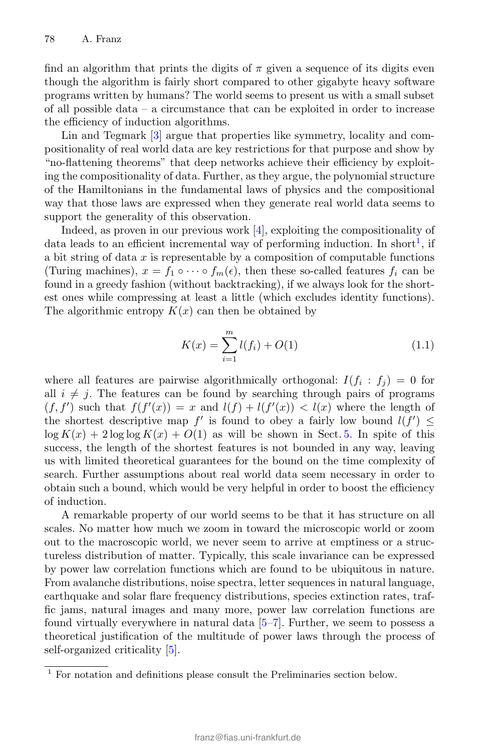find an algorithm that prints the digits of $\pi$ given a sequence of its digits even though the algorithm is fairly short compared to other gigabyte heavy software programs written by humans? The world seems to present us with a small subset of all possible data – a circumstance that can be exploited in order to increase the efficiency of induction algorithms.

Lin and Tegmark [3] argue that properties like symmetry, locality and compositionality of real world data are key restrictions for that purpose and show by "no-flattening theorems" that deep networks achieve their efficiency by exploiting the compositionality of data. Further, as they argue, the polynomial structure of the Hamiltonians in the fundamental laws of physics and the compositional way that those laws are expressed when they generate real world data seems to support the generality of this observation.

Indeed, as proven in our previous work [4], exploiting the compositionality of data leads to an efficient incremental way of performing induction. In short[1], if a bit string of data $x$ is representable by a composition of computable functions (Turing machines), $x = f_1 \circ \cdots \circ f_m(\epsilon)$, then these so-called features $f_i$ can be found in a greedy fashion (without backtracking), if we always look for the shortest ones while compressing at least a little (which excludes identity functions). The algorithmic entropy $K(x)$ can then be obtained by

$$K(x) = \sum_{i=1}^{m} l(f_i) + O(1) \tag{1.1}$$

where all features are pairwise algorithmically orthogonal: $I(f_i : f_j) = 0$ for all $i \neq j$. The features can be found by searching through pairs of programs $(f, f')$ such that $f(f'(x)) = x$ and $l(f) + l(f'(x)) < l(x)$ where the length of the shortest descriptive map $f'$ is found to obey a fairly low bound $l(f') \leq \log K(x) + 2 \log \log K(x) + O(1)$ as will be shown in Sect. 5. In spite of this success, the length of the shortest features is not bounded in any way, leaving us with limited theoretical guarantees for the bound on the time complexity of search. Further assumptions about real world data seem necessary in order to obtain such a bound, which would be very helpful in order to boost the efficiency of induction.

A remarkable property of our world seems to be that it has structure on all scales. No matter how much we zoom in toward the microscopic world or zoom out to the macroscopic world, we never seem to arrive at emptiness or a structureless distribution of matter. Typically, this scale invariance can be expressed by power law correlation functions which are found to be ubiquitous in nature. From avalanche distributions, noise spectra, letter sequences in natural language, earthquake and solar flare frequency distributions, species extinction rates, traffic jams, natural images and many more, power law correlation functions are found virtually everywhere in natural data [5–7]. Further, we seem to possess a theoretical justification of the multitude of power laws through the process of self-organized criticality [5].

[1] For notation and definitions please consult the Preliminaries section below.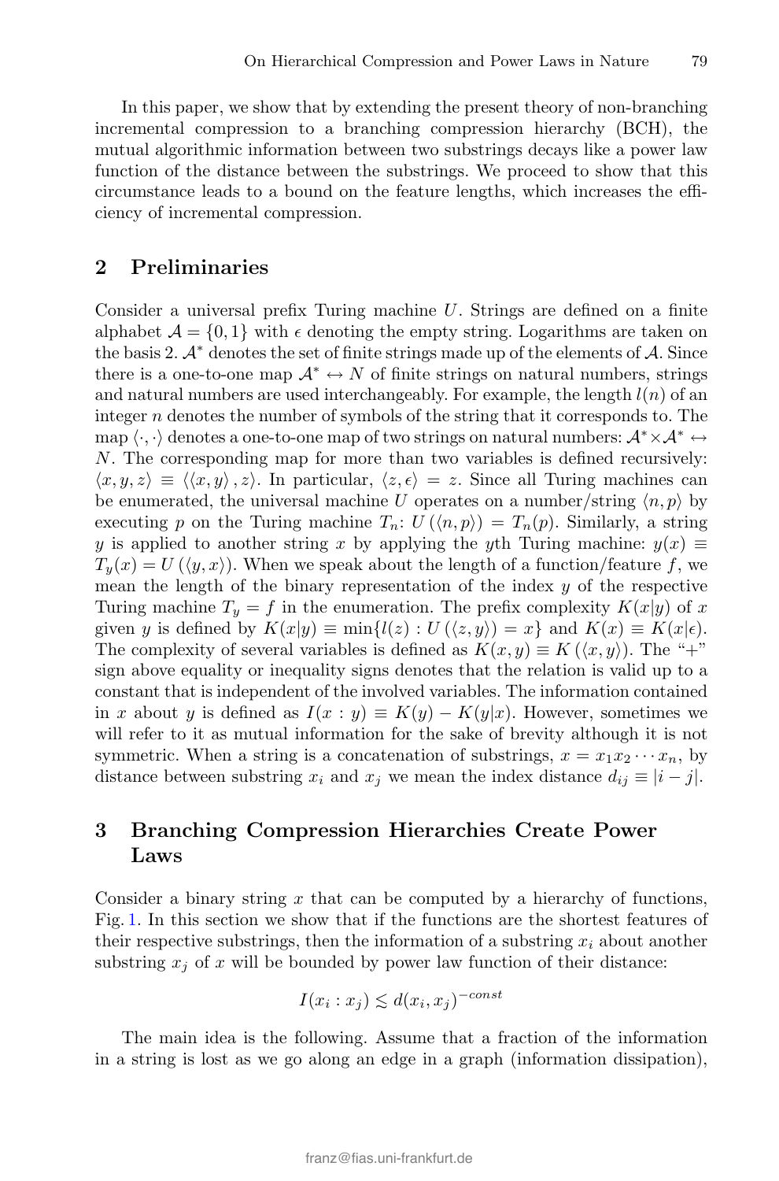In this paper, we show that by extending the present theory of non-branching incremental compression to a branching compression hierarchy (BCH), the mutual algorithmic information between two substrings decays like a power law function of the distance between the substrings. We proceed to show that this circumstance leads to a bound on the feature lengths, which increases the efficiency of incremental compression.

## 2 Preliminaries

Consider a universal prefix Turing machine $U$. Strings are defined on a finite alphabet $\mathcal{A} = \{0, 1\}$ with $\epsilon$ denoting the empty string. Logarithms are taken on the basis 2. $\mathcal{A}^*$ denotes the set of finite strings made up of the elements of $\mathcal{A}$. Since there is a one-to-one map $\mathcal{A}^* \leftrightarrow N$ of finite strings on natural numbers, strings and natural numbers are used interchangeably. For example, the length $l(n)$ of an integer $n$ denotes the number of symbols of the string that it corresponds to. The map $\langle \cdot, \cdot \rangle$ denotes a one-to-one map of two strings on natural numbers: $\mathcal{A}^* \times \mathcal{A}^* \leftrightarrow N$. The corresponding map for more than two variables is defined recursively: $\langle x, y, z \rangle \equiv \langle \langle x, y \rangle, z \rangle$. In particular, $\langle z, \epsilon \rangle = z$. Since all Turing machines can be enumerated, the universal machine $U$ operates on a number/string $\langle n, p \rangle$ by executing $p$ on the Turing machine $T_n$: $U(\langle n, p \rangle) = T_n(p)$. Similarly, a string $y$ is applied to another string $x$ by applying the $y$th Turing machine: $y(x) \equiv T_y(x) = U(\langle y, x \rangle)$. When we speak about the length of a function/feature $f$, we mean the length of the binary representation of the index $y$ of the respective Turing machine $T_y = f$ in the enumeration. The prefix complexity $K(x|y)$ of $x$ given $y$ is defined by $K(x|y) \equiv \min\{l(z) : U(\langle z, y \rangle) = x\}$ and $K(x) \equiv K(x|\epsilon)$. The complexity of several variables is defined as $K(x, y) \equiv K(\langle x, y \rangle)$. The "+" sign above equality or inequality signs denotes that the relation is valid up to a constant that is independent of the involved variables. The information contained in $x$ about $y$ is defined as $I(x : y) \equiv K(y) - K(y|x)$. However, sometimes we will refer to it as mutual information for the sake of brevity although it is not symmetric. When a string is a concatenation of substrings, $x = x_1 x_2 \cdots x_n$, by distance between substring $x_i$ and $x_j$ we mean the index distance $d_{ij} \equiv |i - j|$.

## 3 Branching Compression Hierarchies Create Power Laws

Consider a binary string $x$ that can be computed by a hierarchy of functions, Fig. 1. In this section we show that if the functions are the shortest features of their respective substrings, then the information of a substring $x_i$ about another substring $x_j$ of $x$ will be bounded by power law function of their distance:

$$I(x_i : x_j) \lesssim d(x_i, x_j)^{-const}$$

The main idea is the following. Assume that a fraction of the information in a string is lost as we go along an edge in a graph (information dissipation),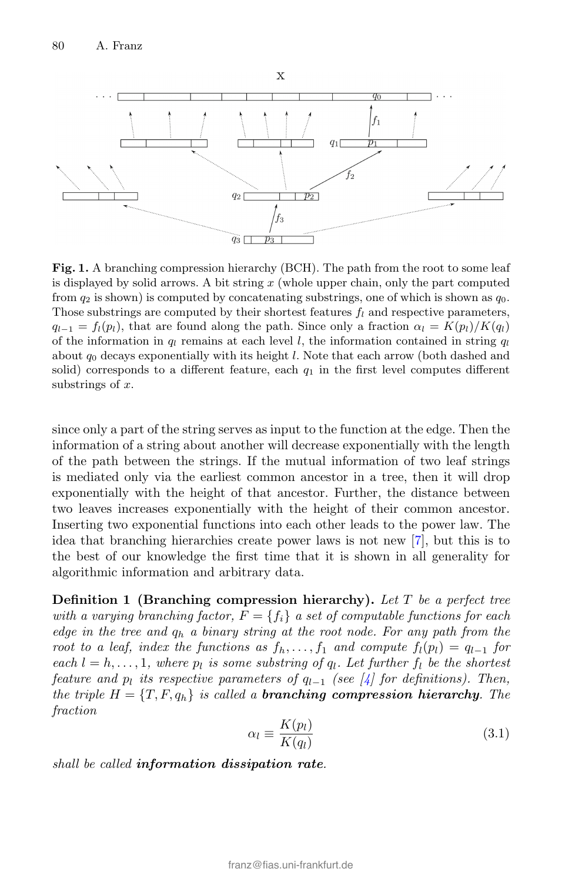**Fig. 1.** A branching compression hierarchy (BCH). The path from the root to some leaf is displayed by solid arrows. A bit string $x$ (whole upper chain, only the part computed from $q_2$ is shown) is computed by concatenating substrings, one of which is shown as $q_0$. Those substrings are computed by their shortest features $f_l$ and respective parameters, $q_{l-1} = f_l(p_l)$, that are found along the path. Since only a fraction $\alpha_l = K(p_l)/K(q_l)$ of the information in $q_l$ remains at each level $l$, the information contained in string $q_l$ about $q_0$ decays exponentially with its height $l$. Note that each arrow (both dashed and solid) corresponds to a different feature, each $q_1$ in the first level computes different substrings of $x$.

since only a part of the string serves as input to the function at the edge. Then the information of a string about another will decrease exponentially with the length of the path between the strings. If the mutual information of two leaf strings is mediated only via the earliest common ancestor in a tree, then it will drop exponentially with the height of that ancestor. Further, the distance between two leaves increases exponentially with the height of their common ancestor. Inserting two exponential functions into each other leads to the power law. The idea that branching hierarchies create power laws is not new [7], but this is to the best of our knowledge the first time that it is shown in all generality for algorithmic information and arbitrary data.

**Definition 1 (Branching compression hierarchy).** *Let $T$ be a perfect tree with a varying branching factor, $F = \{f_i\}$ a set of computable functions for each edge in the tree and $q_h$ a binary string at the root node. For any path from the root to a leaf, index the functions as $f_h, \ldots, f_1$ and compute $f_l(p_l) = q_{l-1}$ for each $l = h, \ldots, 1$, where $p_l$ is some substring of $q_l$. Let further $f_l$ be the shortest feature and $p_l$ its respective parameters of $q_{l-1}$ (see [4] for definitions). Then, the triple $H = \{T, F, q_h\}$ is called a **branching compression hierarchy**. The fraction*

$$\alpha_l \equiv \frac{K(p_l)}{K(q_l)} \tag{3.1}$$

*shall be called **information dissipation rate**.*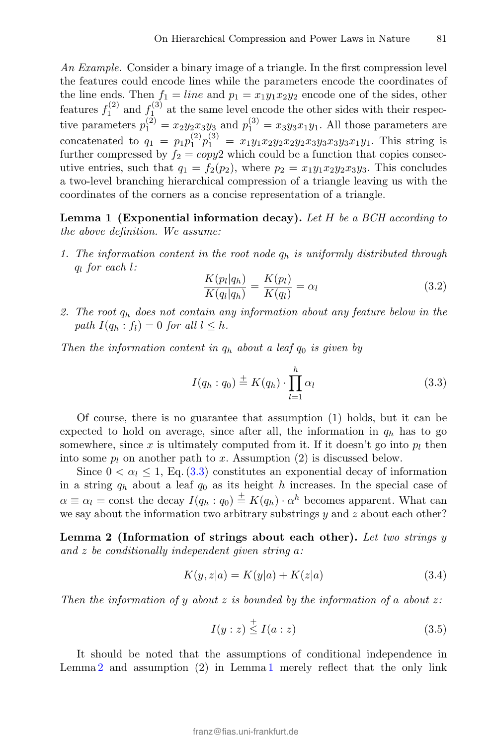*An Example.* Consider a binary image of a triangle. In the first compression level the features could encode lines while the parameters encode the coordinates of the line ends. Then $f_1 = line$ and $p_1 = x_1y_1x_2y_2$ encode one of the sides, other features $f_1^{(2)}$ and $f_1^{(3)}$ at the same level encode the other sides with their respective parameters $p_1^{(2)} = x_2y_2x_3y_3$ and $p_1^{(3)} = x_3y_3x_1y_1$. All those parameters are concatenated to $q_1 = p_1p_1^{(2)}p_1^{(3)} = x_1y_1x_2y_2x_2y_2x_3y_3x_3y_3x_1y_1$. This string is further compressed by $f_2 = copy2$ which could be a function that copies consecutive entries, such that $q_1 = f_2(p_2)$, where $p_2 = x_1y_1x_2y_2x_3y_3$. This concludes a two-level branching hierarchical compression of a triangle leaving us with the coordinates of the corners as a concise representation of a triangle.

**Lemma 1 (Exponential information decay).** *Let $H$ be a BCH according to the above definition. We assume:*

1. *The information content in the root node $q_h$ is uniformly distributed through $q_l$ for each $l$:*
$$\frac{K(p_l|q_h)}{K(q_l|q_h)} = \frac{K(p_l)}{K(q_l)} = \alpha_l \tag{3.2}$$
2. *The root $q_h$ does not contain any information about any feature below in the path $I(q_h : f_l) = 0$ for all $l \leq h$.*

*Then the information content in $q_h$ about a leaf $q_0$ is given by*

$$I(q_h : q_0) \stackrel{+}{=} K(q_h) \cdot \prod_{l=1}^{h} \alpha_l \tag{3.3}$$

Of course, there is no guarantee that assumption (1) holds, but it can be expected to hold on average, since after all, the information in $q_h$ has to go somewhere, since $x$ is ultimately computed from it. If it doesn't go into $p_l$ then into some $p_l$ on another path to $x$. Assumption (2) is discussed below.

Since $0 < \alpha_l \leq 1$, Eq. (3.3) constitutes an exponential decay of information in a string $q_h$ about a leaf $q_0$ as its height $h$ increases. In the special case of $\alpha \equiv \alpha_l = \text{const}$ the decay $I(q_h : q_0) \stackrel{+}{=} K(q_h) \cdot \alpha^h$ becomes apparent. What can we say about the information two arbitrary substrings $y$ and $z$ about each other?

**Lemma 2 (Information of strings about each other).** *Let two strings $y$ and $z$ be conditionally independent given string $a$:*

$$K(y, z|a) = K(y|a) + K(z|a) \tag{3.4}$$

*Then the information of $y$ about $z$ is bounded by the information of $a$ about $z$:*

$$I(y : z) \stackrel{+}{\leq} I(a : z) \tag{3.5}$$

It should be noted that the assumptions of conditional independence in Lemma 2 and assumption (2) in Lemma 1 merely reflect that the only link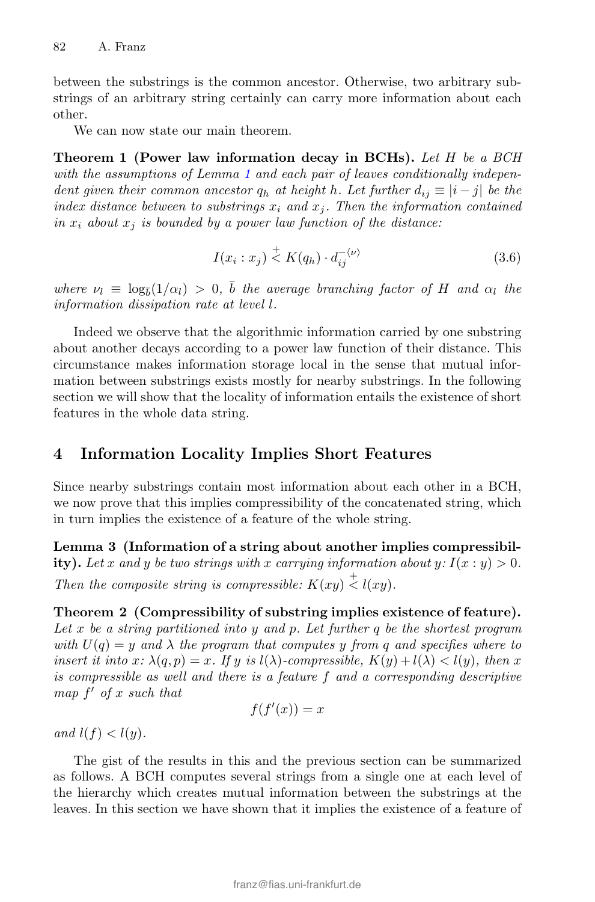between the substrings is the common ancestor. Otherwise, two arbitrary substrings of an arbitrary string certainly can carry more information about each other.

We can now state our main theorem.

**Theorem 1 (Power law information decay in BCHs).** *Let $H$ be a BCH with the assumptions of Lemma 1 and each pair of leaves conditionally independent given their common ancestor $q_h$ at height $h$. Let further $d_{ij} \equiv |i-j|$ be the index distance between to substrings $x_i$ and $x_j$. Then the information contained in $x_i$ about $x_j$ is bounded by a power law function of the distance:*

$$I(x_i : x_j) \overset{+}{<} K(q_h) \cdot d_{ij}^{-\langle \nu \rangle} \tag{3.6}$$

*where $\nu_l \equiv \log_{\bar{b}}(1/\alpha_l) > 0$, $\bar{b}$ the average branching factor of $H$ and $\alpha_l$ the information dissipation rate at level $l$.*

Indeed we observe that the algorithmic information carried by one substring about another decays according to a power law function of their distance. This circumstance makes information storage local in the sense that mutual information between substrings exists mostly for nearby substrings. In the following section we will show that the locality of information entails the existence of short features in the whole data string.

## 4 Information Locality Implies Short Features

Since nearby substrings contain most information about each other in a BCH, we now prove that this implies compressibility of the concatenated string, which in turn implies the existence of a feature of the whole string.

**Lemma 3 (Information of a string about another implies compressibility).** *Let $x$ and $y$ be two strings with $x$ carrying information about $y$: $I(x : y) > 0$. Then the composite string is compressible: $K(xy) \overset{+}{<} l(xy)$.*

**Theorem 2 (Compressibility of substring implies existence of feature).** *Let $x$ be a string partitioned into $y$ and $p$. Let further $q$ be the shortest program with $U(q) = y$ and $\lambda$ the program that computes $y$ from $q$ and specifies where to insert it into $x$: $\lambda(q, p) = x$. If $y$ is $l(\lambda)$-compressible, $K(y) + l(\lambda) < l(y)$, then $x$ is compressible as well and there is a feature $f$ and a corresponding descriptive map $f'$ of $x$ such that*

$$f(f'(x)) = x$$

*and $l(f) < l(y)$.*

The gist of the results in this and the previous section can be summarized as follows. A BCH computes several strings from a single one at each level of the hierarchy which creates mutual information between the substrings at the leaves. In this section we have shown that it implies the existence of a feature of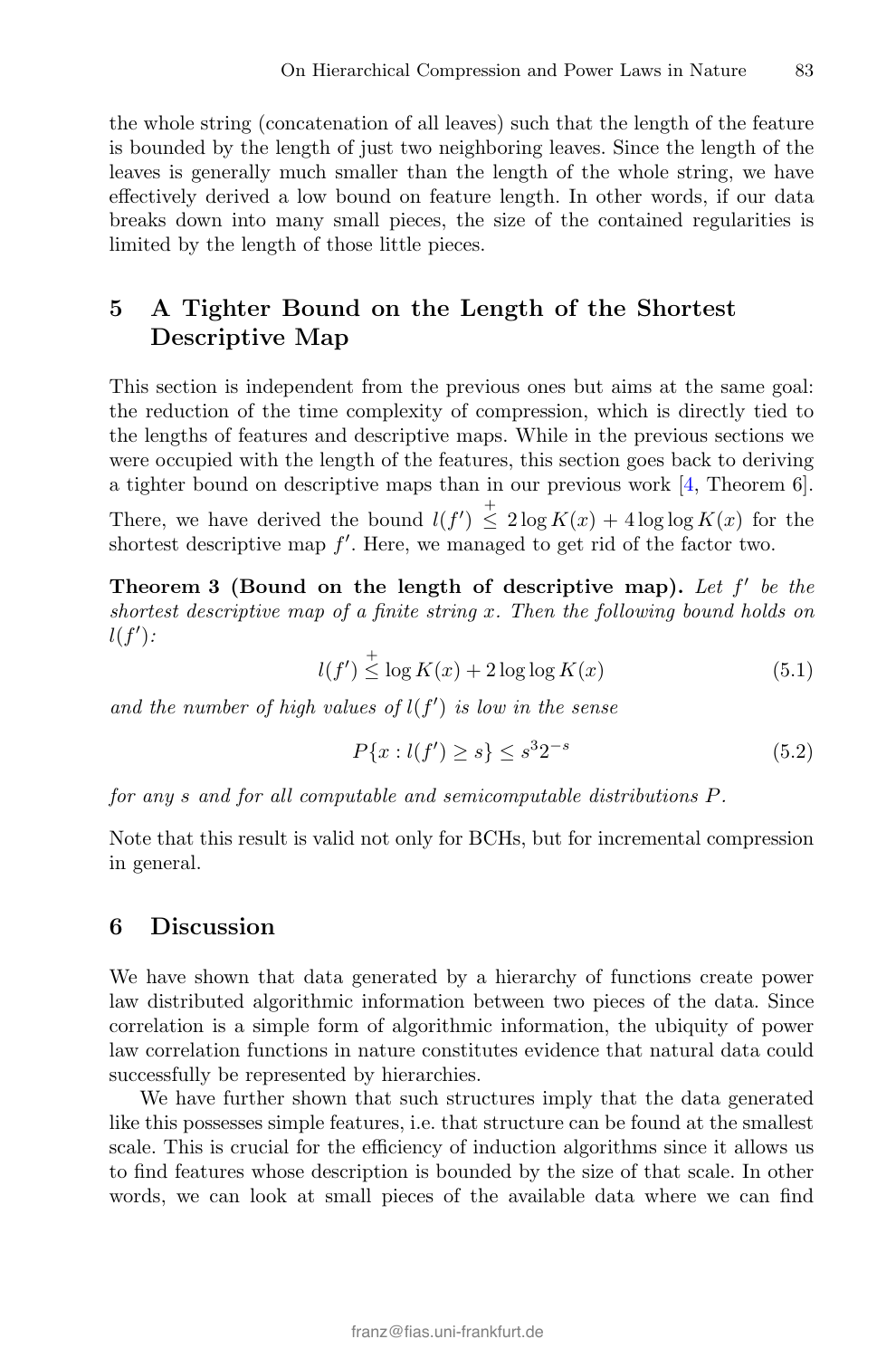the whole string (concatenation of all leaves) such that the length of the feature is bounded by the length of just two neighboring leaves. Since the length of the leaves is generally much smaller than the length of the whole string, we have effectively derived a low bound on feature length. In other words, if our data breaks down into many small pieces, the size of the contained regularities is limited by the length of those little pieces.

## 5 A Tighter Bound on the Length of the Shortest Descriptive Map

This section is independent from the previous ones but aims at the same goal: the reduction of the time complexity of compression, which is directly tied to the lengths of features and descriptive maps. While in the previous sections we were occupied with the length of the features, this section goes back to deriving a tighter bound on descriptive maps than in our previous work [4, Theorem 6]. There, we have derived the bound $l(f') \stackrel{+}{\leq} 2 \log K(x) + 4 \log \log K(x)$ for the shortest descriptive map $f'$. Here, we managed to get rid of the factor two.

**Theorem 3 (Bound on the length of descriptive map).** *Let $f'$ be the shortest descriptive map of a finite string $x$. Then the following bound holds on $l(f')$:*

$$l(f') \stackrel{+}{\leq} \log K(x) + 2 \log \log K(x) \tag{5.1}$$

*and the number of high values of $l(f')$ is low in the sense*

$$P\{x : l(f') \geq s\} \leq s^3 2^{-s} \tag{5.2}$$

*for any $s$ and for all computable and semicomputable distributions $P$.*

Note that this result is valid not only for BCHs, but for incremental compression in general.

## 6 Discussion

We have shown that data generated by a hierarchy of functions create power law distributed algorithmic information between two pieces of the data. Since correlation is a simple form of algorithmic information, the ubiquity of power law correlation functions in nature constitutes evidence that natural data could successfully be represented by hierarchies.

We have further shown that such structures imply that the data generated like this possesses simple features, i.e. that structure can be found at the smallest scale. This is crucial for the efficiency of induction algorithms since it allows us to find features whose description is bounded by the size of that scale. In other words, we can look at small pieces of the available data where we can find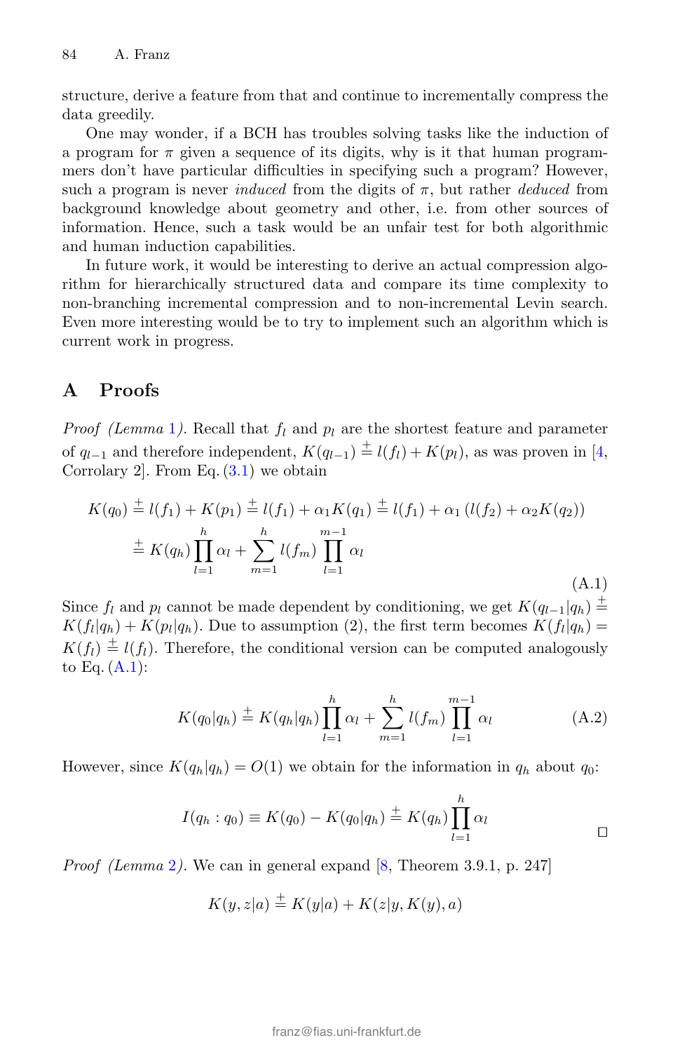structure, derive a feature from that and continue to incrementally compress the data greedily.

One may wonder, if a BCH has troubles solving tasks like the induction of a program for $\pi$ given a sequence of its digits, why is it that human programmers don't have particular difficulties in specifying such a program? However, such a program is never *induced* from the digits of $\pi$, but rather *deduced* from background knowledge about geometry and other, i.e. from other sources of information. Hence, such a task would be an unfair test for both algorithmic and human induction capabilities.

In future work, it would be interesting to derive an actual compression algorithm for hierarchically structured data and compare its time complexity to non-branching incremental compression and to non-incremental Levin search. Even more interesting would be to try to implement such an algorithm which is current work in progress.

## A Proofs

*Proof (Lemma 1).* Recall that $f_l$ and $p_l$ are the shortest feature and parameter of $q_{l-1}$ and therefore independent, $K(q_{l-1}) \stackrel{\pm}{=} l(f_l) + K(p_l)$, as was proven in [4, Corrolary 2]. From Eq. (3.1) we obtain

$$
\begin{aligned}
K(q_0) &\stackrel{\pm}{=} l(f_1) + K(p_1) \stackrel{\pm}{=} l(f_1) + \alpha_1 K(q_1) \stackrel{\pm}{=} l(f_1) + \alpha_1 \left(l(f_2) + \alpha_2 K(q_2)\right) \\
&\stackrel{\pm}{=} K(q_h) \prod_{l=1}^{h} \alpha_l + \sum_{m=1}^{h} l(f_m) \prod_{l=1}^{m-1} \alpha_l
\end{aligned}
\tag{A.1}
$$

Since $f_l$ and $p_l$ cannot be made dependent by conditioning, we get $K(q_{l-1}|q_h) \stackrel{\pm}{=} K(f_l|q_h) + K(p_l|q_h)$. Due to assumption (2), the first term becomes $K(f_l|q_h) = K(f_l) \stackrel{\pm}{=} l(f_l)$. Therefore, the conditional version can be computed analogously to Eq. (A.1):

$$
K(q_0|q_h) \stackrel{\pm}{=} K(q_h|q_h) \prod_{l=1}^{h} \alpha_l + \sum_{m=1}^{h} l(f_m) \prod_{l=1}^{m-1} \alpha_l \tag{A.2}
$$

However, since $K(q_h|q_h) = O(1)$ we obtain for the information in $q_h$ about $q_0$:

$$
I(q_h : q_0) \equiv K(q_0) - K(q_0|q_h) \stackrel{\pm}{=} K(q_h) \prod_{l=1}^{h} \alpha_l
$$

□

*Proof (Lemma 2).* We can in general expand [8, Theorem 3.9.1, p. 247]

$$
K(y, z|a) \stackrel{\pm}{=} K(y|a) + K(z|y, K(y), a)
$$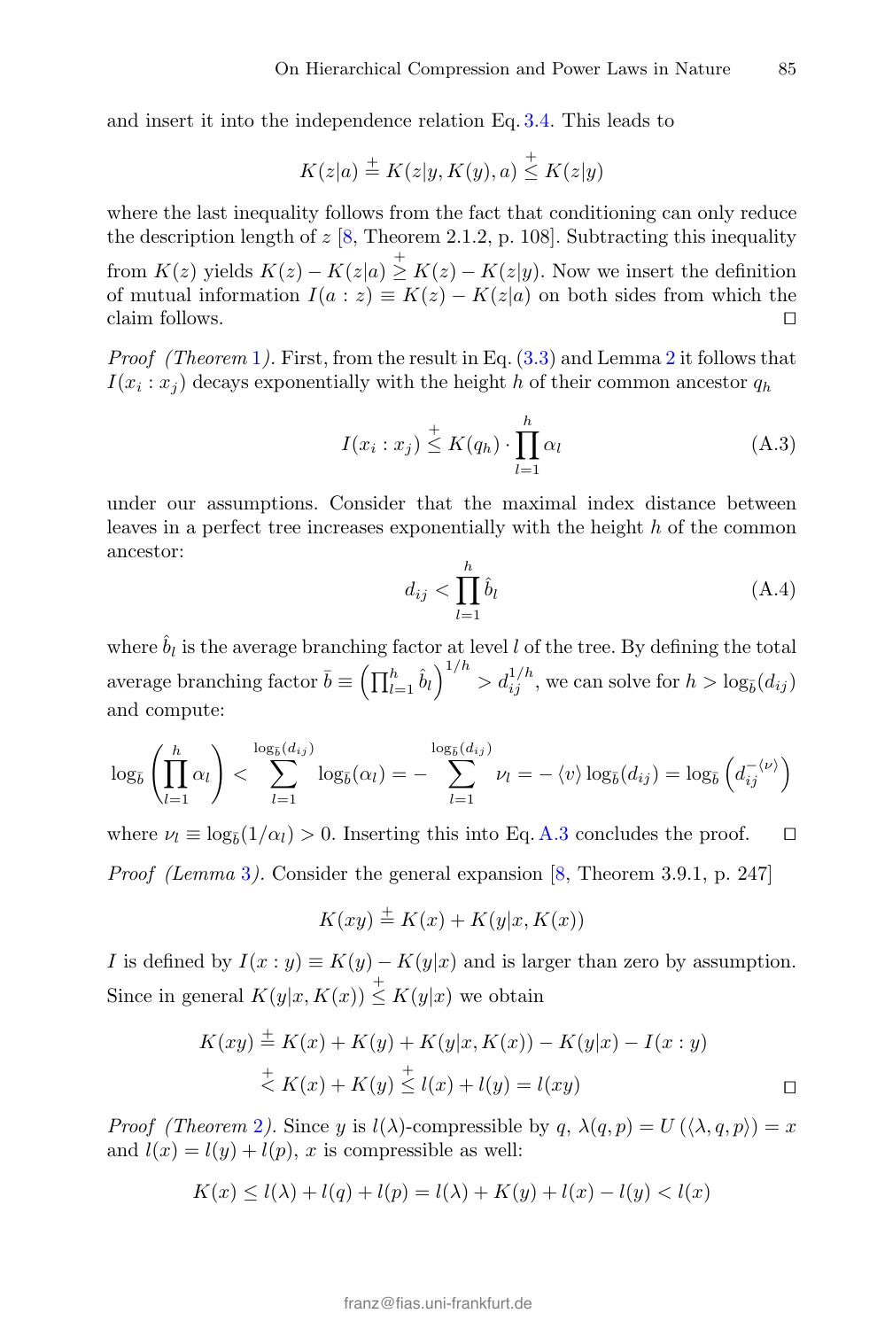and insert it into the independence relation Eq. 3.4. This leads to

$$K(z|a) \stackrel{+}{=} K(z|y, K(y), a) \stackrel{+}{\leq} K(z|y)$$

where the last inequality follows from the fact that conditioning can only reduce the description length of $z$ [8, Theorem 2.1.2, p. 108]. Subtracting this inequality from $K(z)$ yields $K(z) - K(z|a) \stackrel{+}{\geq} K(z) - K(z|y)$. Now we insert the definition of mutual information $I(a : z) \equiv K(z) - K(z|a)$ on both sides from which the claim follows. □

*Proof (Theorem 1).* First, from the result in Eq. (3.3) and Lemma 2 it follows that $I(x_i : x_j)$ decays exponentially with the height $h$ of their common ancestor $q_h$

$$I(x_i : x_j) \stackrel{+}{\leq} K(q_h) \cdot \prod_{l=1}^{h} \alpha_l \tag{A.3}$$

under our assumptions. Consider that the maximal index distance between leaves in a perfect tree increases exponentially with the height $h$ of the common ancestor:

$$d_{ij} < \prod_{l=1}^{h} \hat{b}_l \tag{A.4}$$

where $\hat{b}_l$ is the average branching factor at level $l$ of the tree. By defining the total average branching factor $\bar{b} \equiv \left(\prod_{l=1}^{h} \hat{b}_l\right)^{1/h} > d_{ij}^{1/h}$, we can solve for $h > \log_{\bar{b}}(d_{ij})$ and compute:

$$\log_{\bar{b}}\left(\prod_{l=1}^{h} \alpha_l\right) < \sum_{l=1}^{\log_{\bar{b}}(d_{ij})} \log_{\bar{b}}(\alpha_l) = -\sum_{l=1}^{\log_{\bar{b}}(d_{ij})} \nu_l = -\langle v \rangle \log_{\bar{b}}(d_{ij}) = \log_{\bar{b}}\left(d_{ij}^{-\langle \nu \rangle}\right)$$

where $\nu_l \equiv \log_{\bar{b}}(1/\alpha_l) > 0$. Inserting this into Eq. A.3 concludes the proof. □

*Proof (Lemma 3).* Consider the general expansion [8, Theorem 3.9.1, p. 247]

$$K(xy) \stackrel{+}{=} K(x) + K(y|x, K(x))$$

$I$ is defined by $I(x : y) \equiv K(y) - K(y|x)$ and is larger than zero by assumption. Since in general $K(y|x, K(x)) \stackrel{+}{\leq} K(y|x)$ we obtain

$$\begin{aligned} K(xy) &\stackrel{+}{=} K(x) + K(y) + K(y|x, K(x)) - K(y|x) - I(x : y) \\ &\stackrel{+}{<} K(x) + K(y) \stackrel{+}{\leq} l(x) + l(y) = l(xy) \end{aligned}$$

□

*Proof (Theorem 2).* Since $y$ is $l(\lambda)$-compressible by $q$, $\lambda(q, p) = U(\langle \lambda, q, p \rangle) = x$ and $l(x) = l(y) + l(p)$, $x$ is compressible as well:

$$K(x) \leq l(\lambda) + l(q) + l(p) = l(\lambda) + K(y) + l(x) - l(y) < l(x)$$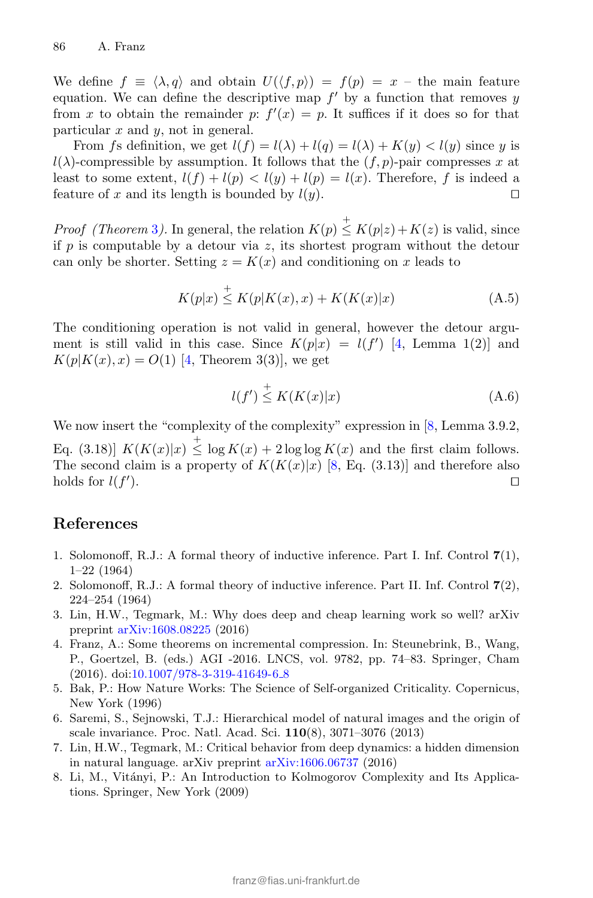We define $f \equiv \langle \lambda, q \rangle$ and obtain $U(\langle f, p \rangle) = f(p) = x$ – the main feature equation. We can define the descriptive map $f'$ by a function that removes $y$ from $x$ to obtain the remainder $p$: $f'(x) = p$. It suffices if it does so for that particular $x$ and $y$, not in general.

From $f$s definition, we get $l(f) = l(\lambda) + l(q) = l(\lambda) + K(y) < l(y)$ since $y$ is $l(\lambda)$-compressible by assumption. It follows that the $(f, p)$-pair compresses $x$ at least to some extent, $l(f) + l(p) < l(y) + l(p) = l(x)$. Therefore, $f$ is indeed a feature of $x$ and its length is bounded by $l(y)$. ◻

*Proof (Theorem 3).* In general, the relation $K(p) \overset{+}{\leq} K(p|z) + K(z)$ is valid, since if $p$ is computable by a detour via $z$, its shortest program without the detour can only be shorter. Setting $z = K(x)$ and conditioning on $x$ leads to

$$K(p|x) \overset{+}{\leq} K(p|K(x), x) + K(K(x)|x) \tag{A.5}$$

The conditioning operation is not valid in general, however the detour argument is still valid in this case. Since $K(p|x) = l(f')$ [4, Lemma 1(2)] and $K(p|K(x), x) = O(1)$ [4, Theorem 3(3)], we get

$$l(f') \overset{+}{\leq} K(K(x)|x) \tag{A.6}$$

We now insert the "complexity of the complexity" expression in [8, Lemma 3.9.2, Eq. (3.18)] $K(K(x)|x) \overset{+}{\leq} \log K(x) + 2 \log\log K(x)$ and the first claim follows. The second claim is a property of $K(K(x)|x)$ [8, Eq. (3.13)] and therefore also holds for $l(f')$. ◻

## References

1. Solomonoff, R.J.: A formal theory of inductive inference. Part I. Inf. Control **7**(1), 1–22 (1964)
2. Solomonoff, R.J.: A formal theory of inductive inference. Part II. Inf. Control **7**(2), 224–254 (1964)
3. Lin, H.W., Tegmark, M.: Why does deep and cheap learning work so well? arXiv preprint arXiv:1608.08225 (2016)
4. Franz, A.: Some theorems on incremental compression. In: Steunebrink, B., Wang, P., Goertzel, B. (eds.) AGI -2016. LNCS, vol. 9782, pp. 74–83. Springer, Cham (2016). doi:10.1007/978-3-319-41649-6_8
5. Bak, P.: How Nature Works: The Science of Self-organized Criticality. Copernicus, New York (1996)
6. Saremi, S., Sejnowski, T.J.: Hierarchical model of natural images and the origin of scale invariance. Proc. Natl. Acad. Sci. **110**(8), 3071–3076 (2013)
7. Lin, H.W., Tegmark, M.: Critical behavior from deep dynamics: a hidden dimension in natural language. arXiv preprint arXiv:1606.06737 (2016)
8. Li, M., Vitányi, P.: An Introduction to Kolmogorov Complexity and Its Applications. Springer, New York (2009)